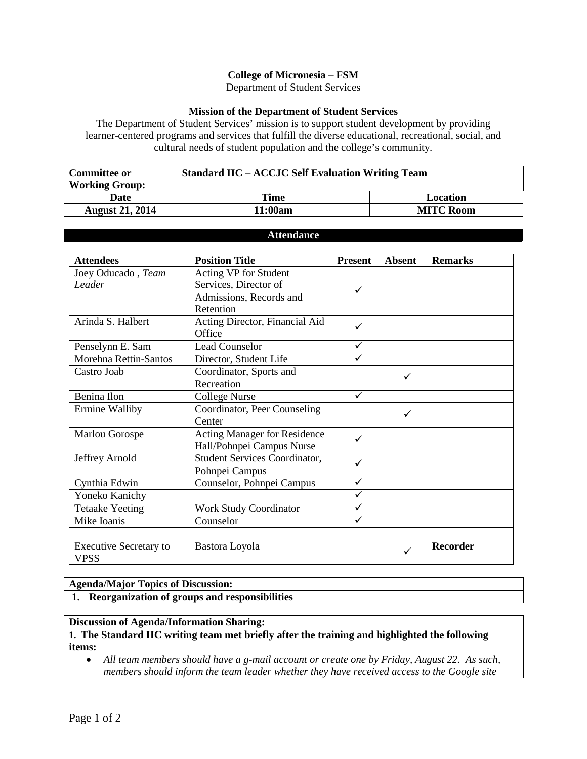**College of Micronesia – FSM**
Department of Student Services

**Mission of the Department of Student Services**
The Department of Student Services' mission is to support student development by providing learner-centered programs and services that fulfill the diverse educational, recreational, social, and cultural needs of student population and the college's community.

| **Committee or Working Group:** | **Standard IIC – ACCJC Self Evaluation Writing Team** | |
|---|---|---|
| **Date** | **Time** | **Location** |
| **August 21, 2014** | **11:00am** | **MITC Room** |

**Attendance**

| **Attendees** | **Position Title** | **Present** | **Absent** | **Remarks** |
|---|---|---|---|---|
| Joey Oducado , *Team Leader* | Acting VP for Student Services, Director of Admissions, Records and Retention | ✓ | | |
| Arinda S. Halbert | Acting Director, Financial Aid Office | ✓ | | |
| Penselynn E. Sam | Lead Counselor | ✓ | | |
| Morehna Rettin-Santos | Director, Student Life | ✓ | | |
| Castro Joab | Coordinator, Sports and Recreation | | ✓ | |
| Benina Ilon | College Nurse | ✓ | | |
| Ermine Walliby | Coordinator, Peer Counseling Center | | ✓ | |
| Marlou Gorospe | Acting Manager for Residence Hall/Pohnpei Campus Nurse | ✓ | | |
| Jeffrey Arnold | Student Services Coordinator, Pohnpei Campus | ✓ | | |
| Cynthia Edwin | Counselor, Pohnpei Campus | ✓ | | |
| Yoneko Kanichy | | ✓ | | |
| Tetaake Yeeting | Work Study Coordinator | ✓ | | |
| Mike Ioanis | Counselor | ✓ | | |
| | | | | |
| Executive Secretary to VPSS | Bastora Loyola | | ✓ | **Recorder** |

**Agenda/Major Topics of Discussion:**

1. **Reorganization of groups and responsibilities**

**Discussion of Agenda/Information Sharing:**

**1. The Standard IIC writing team met briefly after the training and highlighted the following items:**

- *All team members should have a g-mail account or create one by Friday, August 22. As such, members should inform the team leader whether they have received access to the Google site*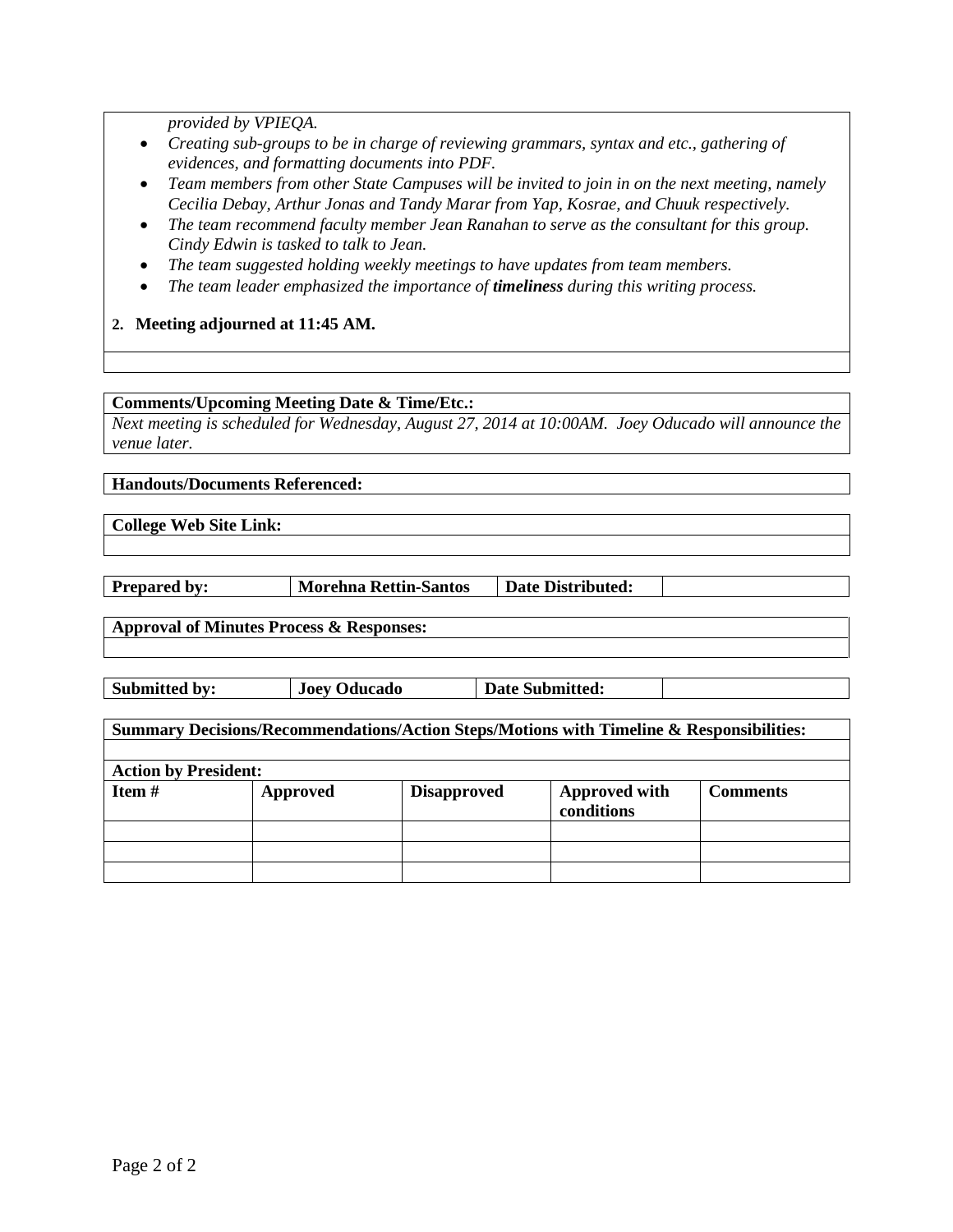*provided by VPIEQA.*

- *Creating sub-groups to be in charge of reviewing grammars, syntax and etc., gathering of evidences, and formatting documents into PDF.*
- *Team members from other State Campuses will be invited to join in on the next meeting, namely Cecilia Debay, Arthur Jonas and Tandy Marar from Yap, Kosrae, and Chuuk respectively.*
- *The team recommend faculty member Jean Ranahan to serve as the consultant for this group. Cindy Edwin is tasked to talk to Jean.*
- *The team suggested holding weekly meetings to have updates from team members.*
- *The team leader emphasized the importance of* ***timeliness*** *during this writing process.*

**2. Meeting adjourned at 11:45 AM.**

**Comments/Upcoming Meeting Date & Time/Etc.:**

*Next meeting is scheduled for Wednesday, August 27, 2014 at 10:00AM. Joey Oducado will announce the venue later.*

**Handouts/Documents Referenced:**

**College Web Site Link:**

| | | | |
|---|---|---|---|
| **Prepared by:** | **Morehna Rettin-Santos** | **Date Distributed:** | |

**Approval of Minutes Process & Responses:**

| | | | |
|---|---|---|---|
| **Submitted by:** | **Joey Oducado** | **Date Submitted:** | |

**Summary Decisions/Recommendations/Action Steps/Motions with Timeline & Responsibilities:**

**Action by President:**

| Item # | Approved | Disapproved | Approved with conditions | Comments |
|---|---|---|---|---|
| | | | | |
| | | | | |
| | | | | |